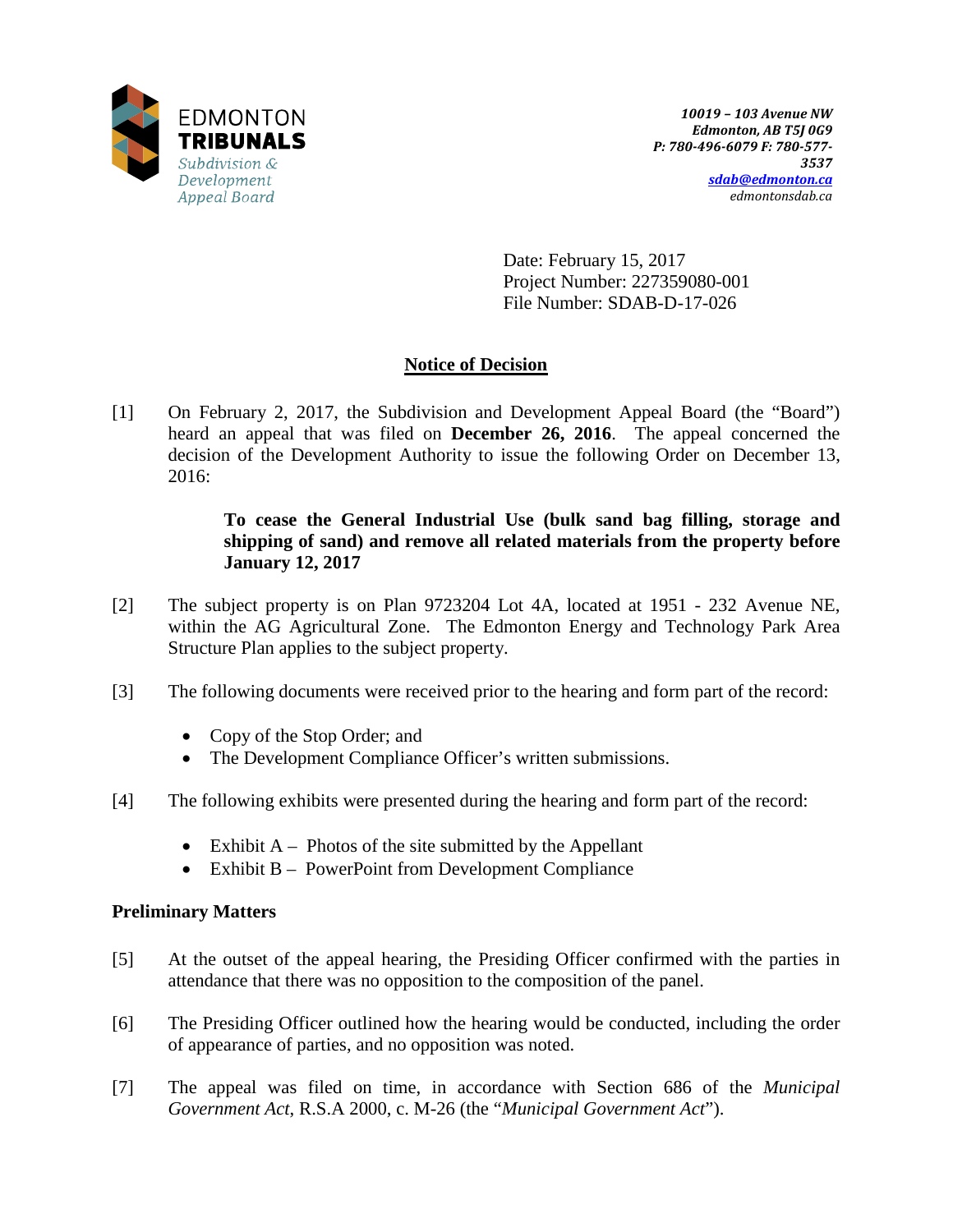EDMONTON
**TRIBUNALS**
*Subdivision & Development Appeal Board*

***10019 – 103 Avenue NW***
***Edmonton, AB T5J 0G9***
***P: 780-496-6079 F: 780-577-3537***
***sdab@edmonton.ca***
*edmontonsdab.ca*

Date: February 15, 2017
Project Number: 227359080-001
File Number: SDAB-D-17-026

## Notice of Decision

[1] On February 2, 2017, the Subdivision and Development Appeal Board (the "Board") heard an appeal that was filed on **December 26, 2016**. The appeal concerned the decision of the Development Authority to issue the following Order on December 13, 2016:

> **To cease the General Industrial Use (bulk sand bag filling, storage and shipping of sand) and remove all related materials from the property before January 12, 2017**

[2] The subject property is on Plan 9723204 Lot 4A, located at 1951 - 232 Avenue NE, within the AG Agricultural Zone. The Edmonton Energy and Technology Park Area Structure Plan applies to the subject property.

[3] The following documents were received prior to the hearing and form part of the record:

- Copy of the Stop Order; and
- The Development Compliance Officer's written submissions.

[4] The following exhibits were presented during the hearing and form part of the record:

- Exhibit A – Photos of the site submitted by the Appellant
- Exhibit B – PowerPoint from Development Compliance

### Preliminary Matters

[5] At the outset of the appeal hearing, the Presiding Officer confirmed with the parties in attendance that there was no opposition to the composition of the panel.

[6] The Presiding Officer outlined how the hearing would be conducted, including the order of appearance of parties, and no opposition was noted.

[7] The appeal was filed on time, in accordance with Section 686 of the *Municipal Government Act*, R.S.A 2000, c. M-26 (the "*Municipal Government Act*").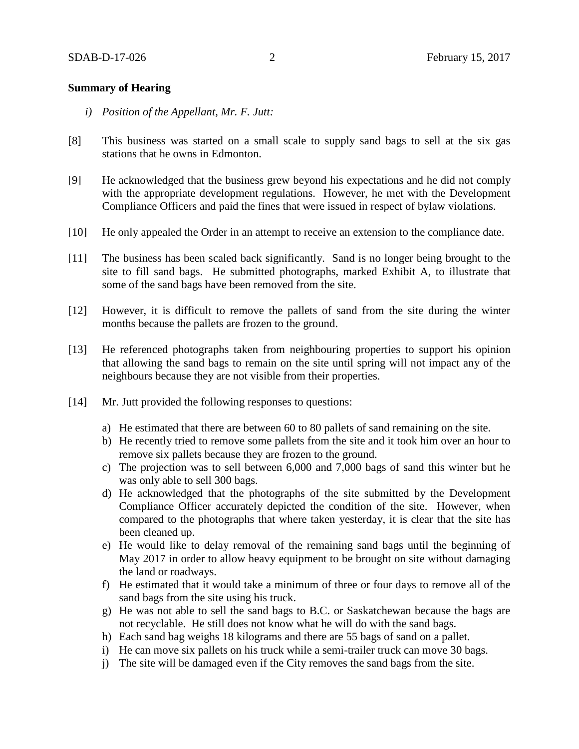**Summary of Hearing**

*i) Position of the Appellant, Mr. F. Jutt:*

[8] This business was started on a small scale to supply sand bags to sell at the six gas stations that he owns in Edmonton.

[9] He acknowledged that the business grew beyond his expectations and he did not comply with the appropriate development regulations. However, he met with the Development Compliance Officers and paid the fines that were issued in respect of bylaw violations.

[10] He only appealed the Order in an attempt to receive an extension to the compliance date.

[11] The business has been scaled back significantly. Sand is no longer being brought to the site to fill sand bags. He submitted photographs, marked Exhibit A, to illustrate that some of the sand bags have been removed from the site.

[12] However, it is difficult to remove the pallets of sand from the site during the winter months because the pallets are frozen to the ground.

[13] He referenced photographs taken from neighbouring properties to support his opinion that allowing the sand bags to remain on the site until spring will not impact any of the neighbours because they are not visible from their properties.

[14] Mr. Jutt provided the following responses to questions:

a) He estimated that there are between 60 to 80 pallets of sand remaining on the site.
b) He recently tried to remove some pallets from the site and it took him over an hour to remove six pallets because they are frozen to the ground.
c) The projection was to sell between 6,000 and 7,000 bags of sand this winter but he was only able to sell 300 bags.
d) He acknowledged that the photographs of the site submitted by the Development Compliance Officer accurately depicted the condition of the site. However, when compared to the photographs that where taken yesterday, it is clear that the site has been cleaned up.
e) He would like to delay removal of the remaining sand bags until the beginning of May 2017 in order to allow heavy equipment to be brought on site without damaging the land or roadways.
f) He estimated that it would take a minimum of three or four days to remove all of the sand bags from the site using his truck.
g) He was not able to sell the sand bags to B.C. or Saskatchewan because the bags are not recyclable. He still does not know what he will do with the sand bags.
h) Each sand bag weighs 18 kilograms and there are 55 bags of sand on a pallet.
i) He can move six pallets on his truck while a semi-trailer truck can move 30 bags.
j) The site will be damaged even if the City removes the sand bags from the site.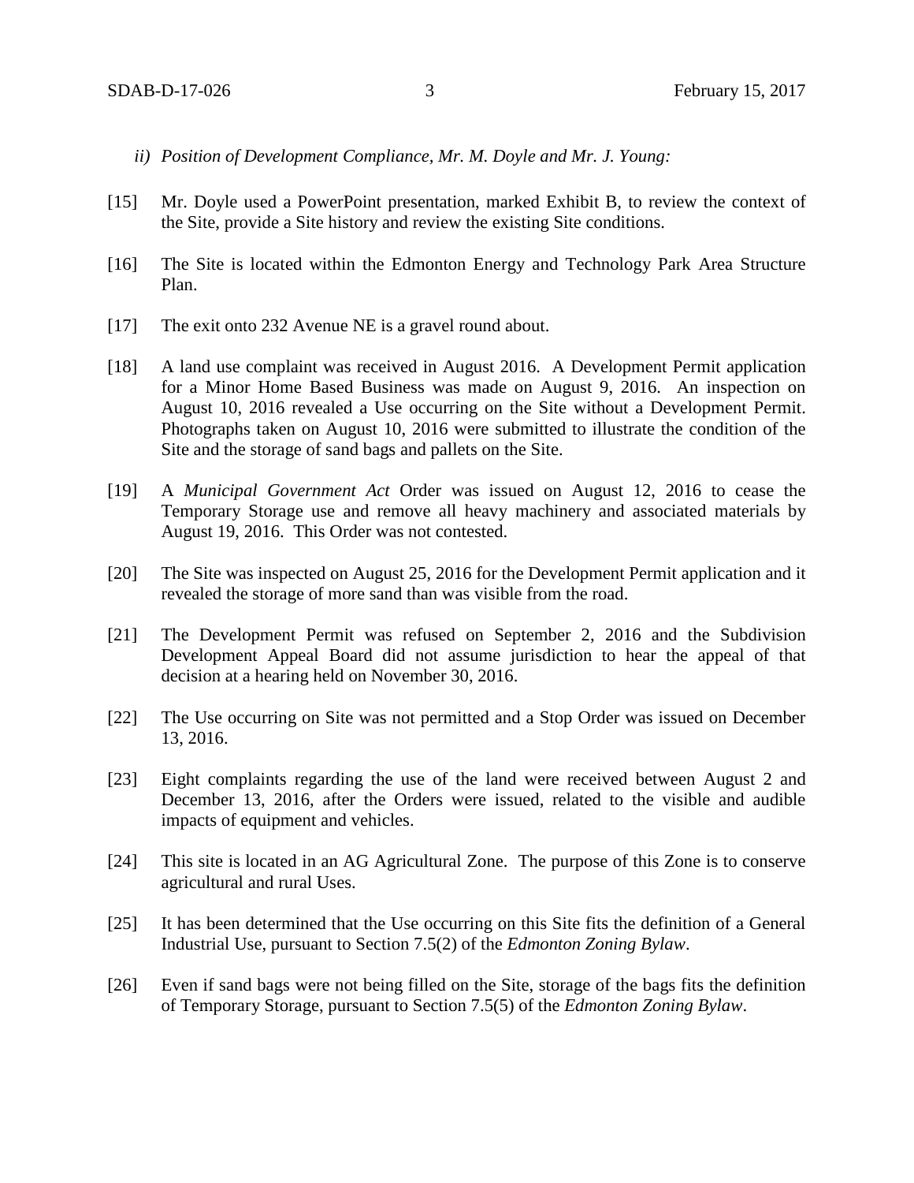*ii) Position of Development Compliance, Mr. M. Doyle and Mr. J. Young:*

[15] Mr. Doyle used a PowerPoint presentation, marked Exhibit B, to review the context of the Site, provide a Site history and review the existing Site conditions.

[16] The Site is located within the Edmonton Energy and Technology Park Area Structure Plan.

[17] The exit onto 232 Avenue NE is a gravel round about.

[18] A land use complaint was received in August 2016. A Development Permit application for a Minor Home Based Business was made on August 9, 2016. An inspection on August 10, 2016 revealed a Use occurring on the Site without a Development Permit. Photographs taken on August 10, 2016 were submitted to illustrate the condition of the Site and the storage of sand bags and pallets on the Site.

[19] A *Municipal Government Act* Order was issued on August 12, 2016 to cease the Temporary Storage use and remove all heavy machinery and associated materials by August 19, 2016. This Order was not contested.

[20] The Site was inspected on August 25, 2016 for the Development Permit application and it revealed the storage of more sand than was visible from the road.

[21] The Development Permit was refused on September 2, 2016 and the Subdivision Development Appeal Board did not assume jurisdiction to hear the appeal of that decision at a hearing held on November 30, 2016.

[22] The Use occurring on Site was not permitted and a Stop Order was issued on December 13, 2016.

[23] Eight complaints regarding the use of the land were received between August 2 and December 13, 2016, after the Orders were issued, related to the visible and audible impacts of equipment and vehicles.

[24] This site is located in an AG Agricultural Zone. The purpose of this Zone is to conserve agricultural and rural Uses.

[25] It has been determined that the Use occurring on this Site fits the definition of a General Industrial Use, pursuant to Section 7.5(2) of the *Edmonton Zoning Bylaw*.

[26] Even if sand bags were not being filled on the Site, storage of the bags fits the definition of Temporary Storage, pursuant to Section 7.5(5) of the *Edmonton Zoning Bylaw*.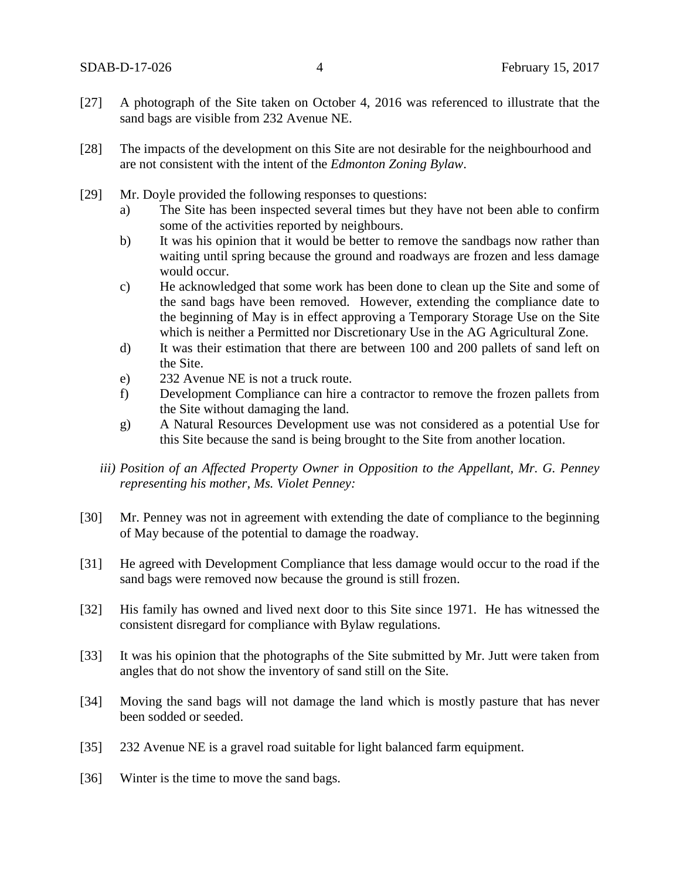[27] A photograph of the Site taken on October 4, 2016 was referenced to illustrate that the sand bags are visible from 232 Avenue NE.

[28] The impacts of the development on this Site are not desirable for the neighbourhood and are not consistent with the intent of the *Edmonton Zoning Bylaw*.

[29] Mr. Doyle provided the following responses to questions:

a) The Site has been inspected several times but they have not been able to confirm some of the activities reported by neighbours.

b) It was his opinion that it would be better to remove the sandbags now rather than waiting until spring because the ground and roadways are frozen and less damage would occur.

c) He acknowledged that some work has been done to clean up the Site and some of the sand bags have been removed. However, extending the compliance date to the beginning of May is in effect approving a Temporary Storage Use on the Site which is neither a Permitted nor Discretionary Use in the AG Agricultural Zone.

d) It was their estimation that there are between 100 and 200 pallets of sand left on the Site.

e) 232 Avenue NE is not a truck route.

f) Development Compliance can hire a contractor to remove the frozen pallets from the Site without damaging the land.

g) A Natural Resources Development use was not considered as a potential Use for this Site because the sand is being brought to the Site from another location.

*iii) Position of an Affected Property Owner in Opposition to the Appellant, Mr. G. Penney representing his mother, Ms. Violet Penney:*

[30] Mr. Penney was not in agreement with extending the date of compliance to the beginning of May because of the potential to damage the roadway.

[31] He agreed with Development Compliance that less damage would occur to the road if the sand bags were removed now because the ground is still frozen.

[32] His family has owned and lived next door to this Site since 1971. He has witnessed the consistent disregard for compliance with Bylaw regulations.

[33] It was his opinion that the photographs of the Site submitted by Mr. Jutt were taken from angles that do not show the inventory of sand still on the Site.

[34] Moving the sand bags will not damage the land which is mostly pasture that has never been sodded or seeded.

[35] 232 Avenue NE is a gravel road suitable for light balanced farm equipment.

[36] Winter is the time to move the sand bags.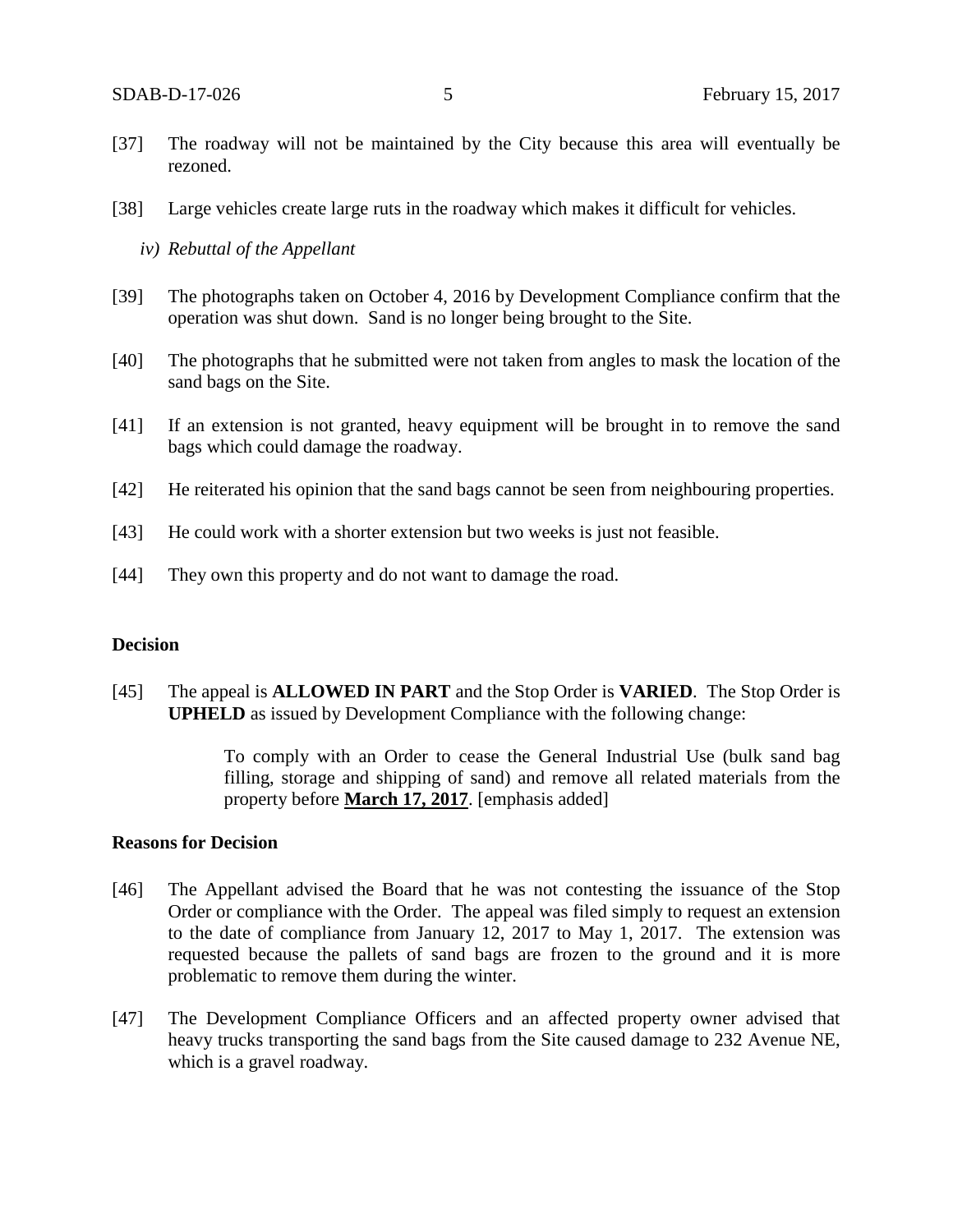[37] The roadway will not be maintained by the City because this area will eventually be rezoned.

[38] Large vehicles create large ruts in the roadway which makes it difficult for vehicles.

*iv) Rebuttal of the Appellant*

[39] The photographs taken on October 4, 2016 by Development Compliance confirm that the operation was shut down. Sand is no longer being brought to the Site.

[40] The photographs that he submitted were not taken from angles to mask the location of the sand bags on the Site.

[41] If an extension is not granted, heavy equipment will be brought in to remove the sand bags which could damage the roadway.

[42] He reiterated his opinion that the sand bags cannot be seen from neighbouring properties.

[43] He could work with a shorter extension but two weeks is just not feasible.

[44] They own this property and do not want to damage the road.

**Decision**

[45] The appeal is **ALLOWED IN PART** and the Stop Order is **VARIED**. The Stop Order is **UPHELD** as issued by Development Compliance with the following change:

> To comply with an Order to cease the General Industrial Use (bulk sand bag filling, storage and shipping of sand) and remove all related materials from the property before **<u>March 17, 2017</u>**. [emphasis added]

**Reasons for Decision**

[46] The Appellant advised the Board that he was not contesting the issuance of the Stop Order or compliance with the Order. The appeal was filed simply to request an extension to the date of compliance from January 12, 2017 to May 1, 2017. The extension was requested because the pallets of sand bags are frozen to the ground and it is more problematic to remove them during the winter.

[47] The Development Compliance Officers and an affected property owner advised that heavy trucks transporting the sand bags from the Site caused damage to 232 Avenue NE, which is a gravel roadway.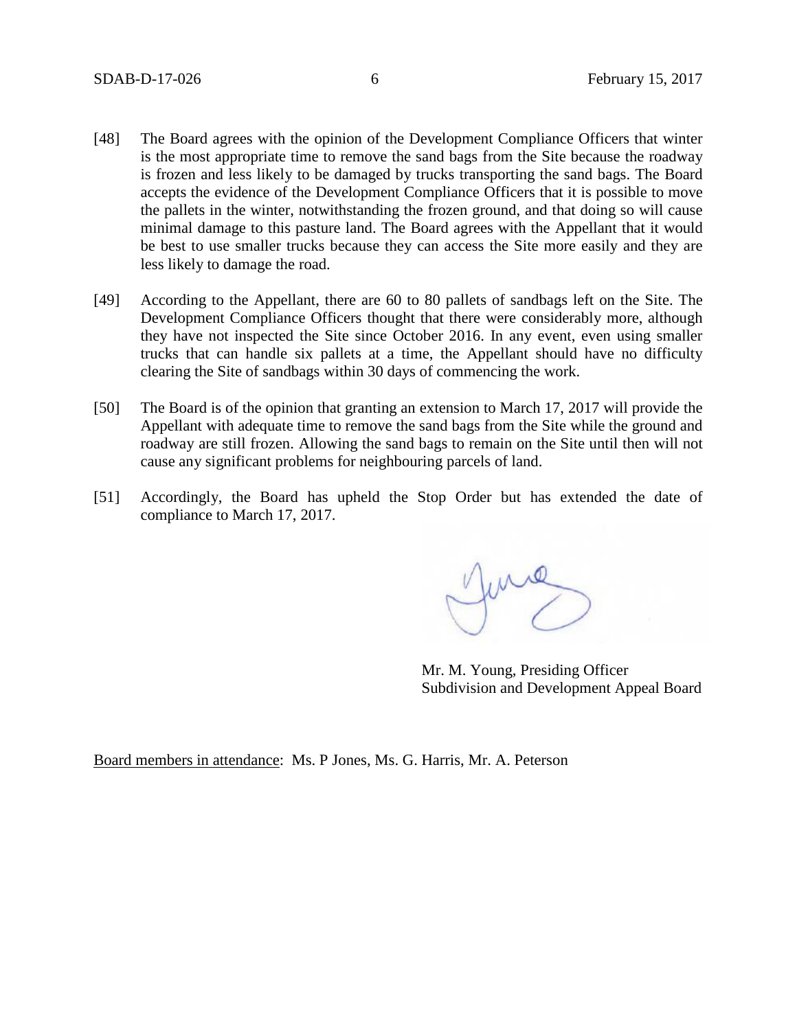[48] The Board agrees with the opinion of the Development Compliance Officers that winter is the most appropriate time to remove the sand bags from the Site because the roadway is frozen and less likely to be damaged by trucks transporting the sand bags. The Board accepts the evidence of the Development Compliance Officers that it is possible to move the pallets in the winter, notwithstanding the frozen ground, and that doing so will cause minimal damage to this pasture land. The Board agrees with the Appellant that it would be best to use smaller trucks because they can access the Site more easily and they are less likely to damage the road.

[49] According to the Appellant, there are 60 to 80 pallets of sandbags left on the Site. The Development Compliance Officers thought that there were considerably more, although they have not inspected the Site since October 2016. In any event, even using smaller trucks that can handle six pallets at a time, the Appellant should have no difficulty clearing the Site of sandbags within 30 days of commencing the work.

[50] The Board is of the opinion that granting an extension to March 17, 2017 will provide the Appellant with adequate time to remove the sand bags from the Site while the ground and roadway are still frozen. Allowing the sand bags to remain on the Site until then will not cause any significant problems for neighbouring parcels of land.

[51] Accordingly, the Board has upheld the Stop Order but has extended the date of compliance to March 17, 2017.

Mr. M. Young, Presiding Officer
Subdivision and Development Appeal Board

Board members in attendance: Ms. P Jones, Ms. G. Harris, Mr. A. Peterson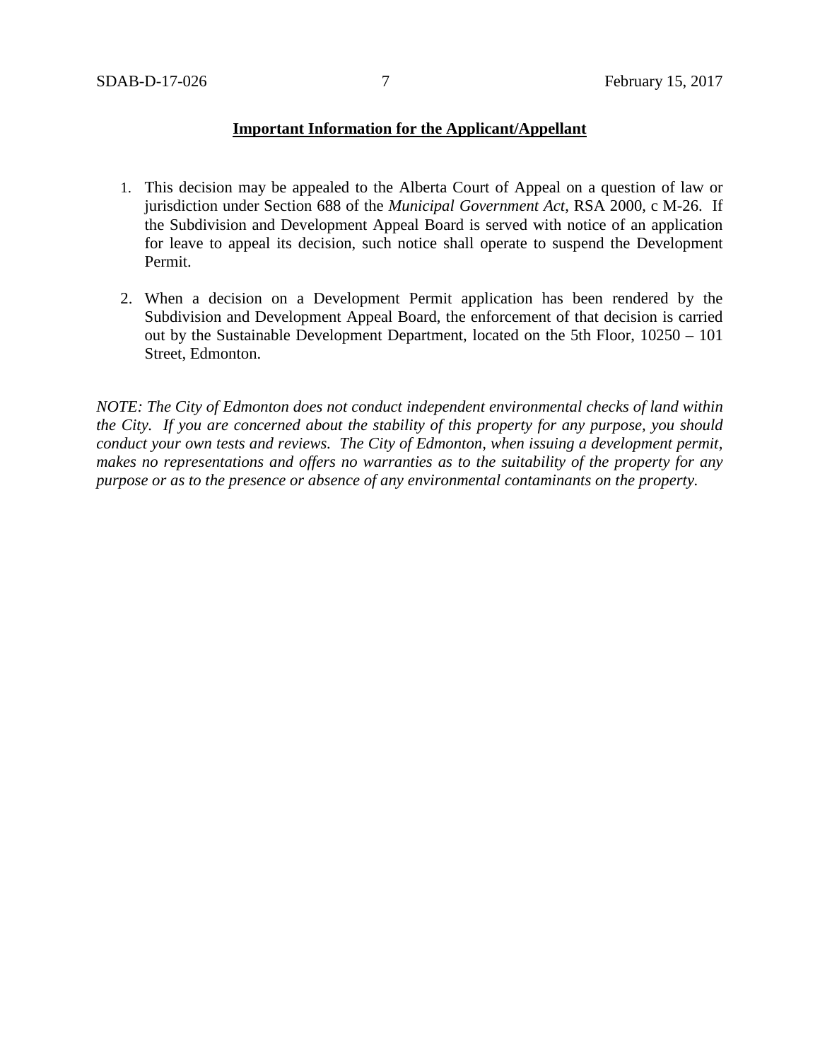**Important Information for the Applicant/Appellant**

1. This decision may be appealed to the Alberta Court of Appeal on a question of law or jurisdiction under Section 688 of the *Municipal Government Act*, RSA 2000, c M-26. If the Subdivision and Development Appeal Board is served with notice of an application for leave to appeal its decision, such notice shall operate to suspend the Development Permit.

2. When a decision on a Development Permit application has been rendered by the Subdivision and Development Appeal Board, the enforcement of that decision is carried out by the Sustainable Development Department, located on the 5th Floor, 10250 – 101 Street, Edmonton.

*NOTE: The City of Edmonton does not conduct independent environmental checks of land within the City. If you are concerned about the stability of this property for any purpose, you should conduct your own tests and reviews. The City of Edmonton, when issuing a development permit, makes no representations and offers no warranties as to the suitability of the property for any purpose or as to the presence or absence of any environmental contaminants on the property.*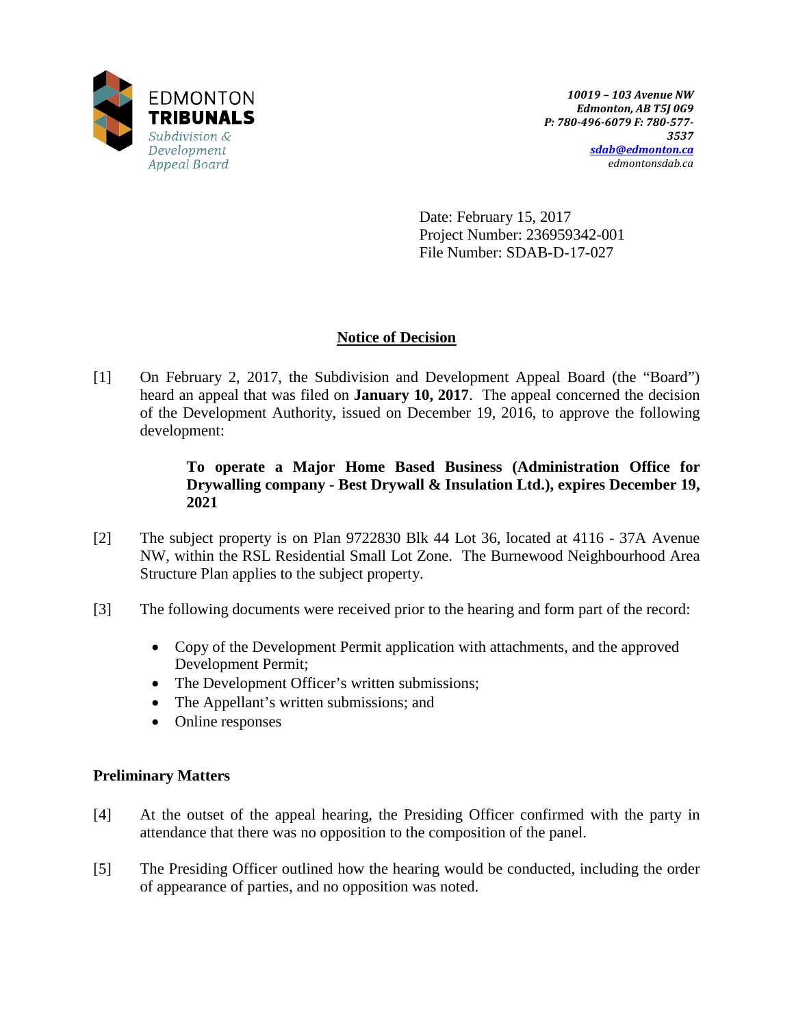EDMONTON **TRIBUNALS**
*Subdivision & Development Appeal Board*

***10019 – 103 Avenue NW***
***Edmonton, AB T5J 0G9***
***P: 780-496-6079 F: 780-577-3537***
***sdab@edmonton.ca***
*edmontonsdab.ca*

Date: February 15, 2017
Project Number: 236959342-001
File Number: SDAB-D-17-027

## Notice of Decision

[1] On February 2, 2017, the Subdivision and Development Appeal Board (the "Board") heard an appeal that was filed on **January 10, 2017**. The appeal concerned the decision of the Development Authority, issued on December 19, 2016, to approve the following development:

> **To operate a Major Home Based Business (Administration Office for Drywalling company - Best Drywall & Insulation Ltd.), expires December 19, 2021**

[2] The subject property is on Plan 9722830 Blk 44 Lot 36, located at 4116 - 37A Avenue NW, within the RSL Residential Small Lot Zone. The Burnewood Neighbourhood Area Structure Plan applies to the subject property.

[3] The following documents were received prior to the hearing and form part of the record:

- Copy of the Development Permit application with attachments, and the approved Development Permit;
- The Development Officer's written submissions;
- The Appellant's written submissions; and
- Online responses

### Preliminary Matters

[4] At the outset of the appeal hearing, the Presiding Officer confirmed with the party in attendance that there was no opposition to the composition of the panel.

[5] The Presiding Officer outlined how the hearing would be conducted, including the order of appearance of parties, and no opposition was noted.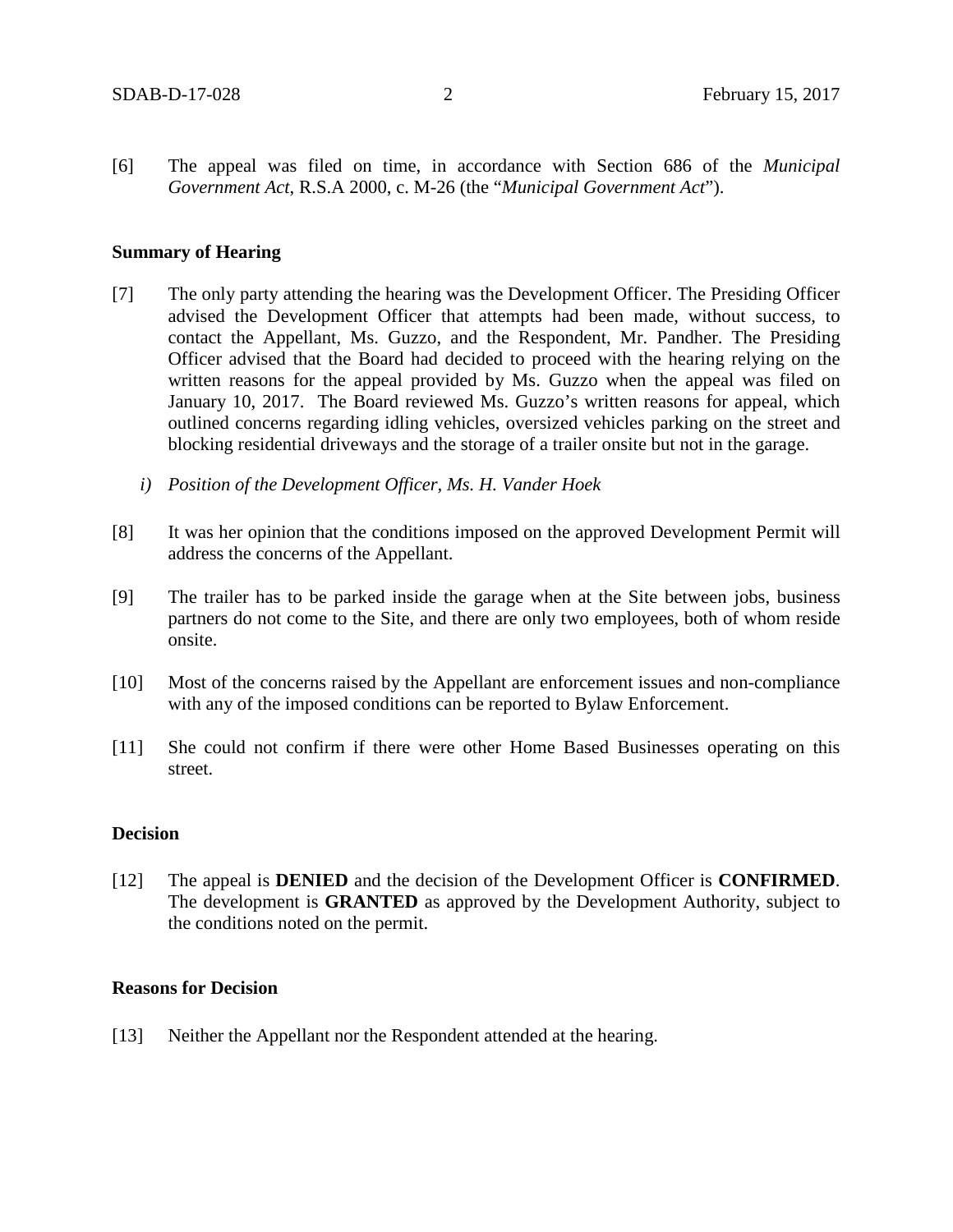[6] The appeal was filed on time, in accordance with Section 686 of the *Municipal Government Act*, R.S.A 2000, c. M-26 (the "*Municipal Government Act*").

**Summary of Hearing**

[7] The only party attending the hearing was the Development Officer. The Presiding Officer advised the Development Officer that attempts had been made, without success, to contact the Appellant, Ms. Guzzo, and the Respondent, Mr. Pandher. The Presiding Officer advised that the Board had decided to proceed with the hearing relying on the written reasons for the appeal provided by Ms. Guzzo when the appeal was filed on January 10, 2017. The Board reviewed Ms. Guzzo's written reasons for appeal, which outlined concerns regarding idling vehicles, oversized vehicles parking on the street and blocking residential driveways and the storage of a trailer onsite but not in the garage.

*i) Position of the Development Officer, Ms. H. Vander Hoek*

[8] It was her opinion that the conditions imposed on the approved Development Permit will address the concerns of the Appellant.

[9] The trailer has to be parked inside the garage when at the Site between jobs, business partners do not come to the Site, and there are only two employees, both of whom reside onsite.

[10] Most of the concerns raised by the Appellant are enforcement issues and non-compliance with any of the imposed conditions can be reported to Bylaw Enforcement.

[11] She could not confirm if there were other Home Based Businesses operating on this street.

**Decision**

[12] The appeal is **DENIED** and the decision of the Development Officer is **CONFIRMED**. The development is **GRANTED** as approved by the Development Authority, subject to the conditions noted on the permit.

**Reasons for Decision**

[13] Neither the Appellant nor the Respondent attended at the hearing.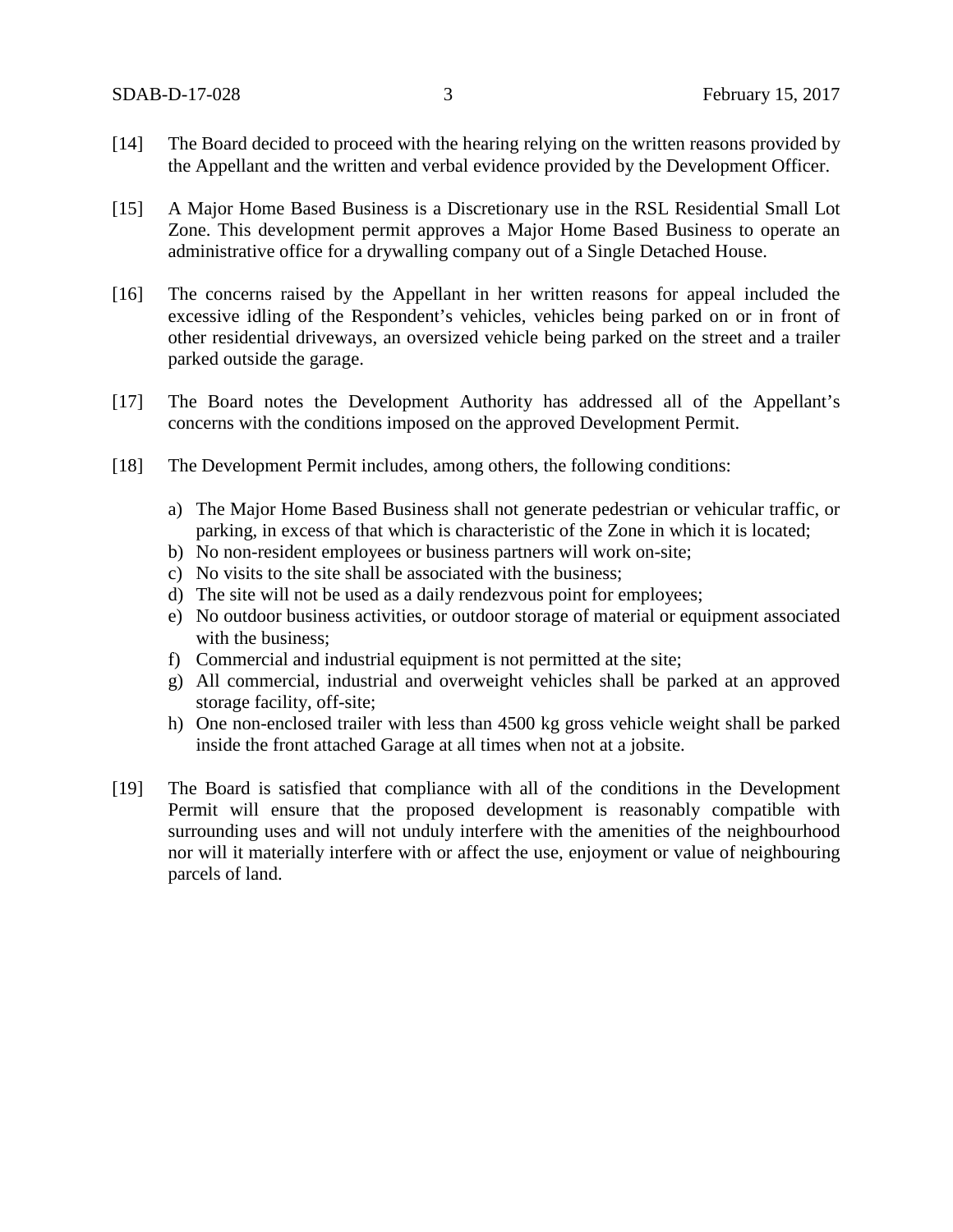[14] The Board decided to proceed with the hearing relying on the written reasons provided by the Appellant and the written and verbal evidence provided by the Development Officer.

[15] A Major Home Based Business is a Discretionary use in the RSL Residential Small Lot Zone. This development permit approves a Major Home Based Business to operate an administrative office for a drywalling company out of a Single Detached House.

[16] The concerns raised by the Appellant in her written reasons for appeal included the excessive idling of the Respondent's vehicles, vehicles being parked on or in front of other residential driveways, an oversized vehicle being parked on the street and a trailer parked outside the garage.

[17] The Board notes the Development Authority has addressed all of the Appellant's concerns with the conditions imposed on the approved Development Permit.

[18] The Development Permit includes, among others, the following conditions:

a) The Major Home Based Business shall not generate pedestrian or vehicular traffic, or parking, in excess of that which is characteristic of the Zone in which it is located;
b) No non-resident employees or business partners will work on-site;
c) No visits to the site shall be associated with the business;
d) The site will not be used as a daily rendezvous point for employees;
e) No outdoor business activities, or outdoor storage of material or equipment associated with the business;
f) Commercial and industrial equipment is not permitted at the site;
g) All commercial, industrial and overweight vehicles shall be parked at an approved storage facility, off-site;
h) One non-enclosed trailer with less than 4500 kg gross vehicle weight shall be parked inside the front attached Garage at all times when not at a jobsite.

[19] The Board is satisfied that compliance with all of the conditions in the Development Permit will ensure that the proposed development is reasonably compatible with surrounding uses and will not unduly interfere with the amenities of the neighbourhood nor will it materially interfere with or affect the use, enjoyment or value of neighbouring parcels of land.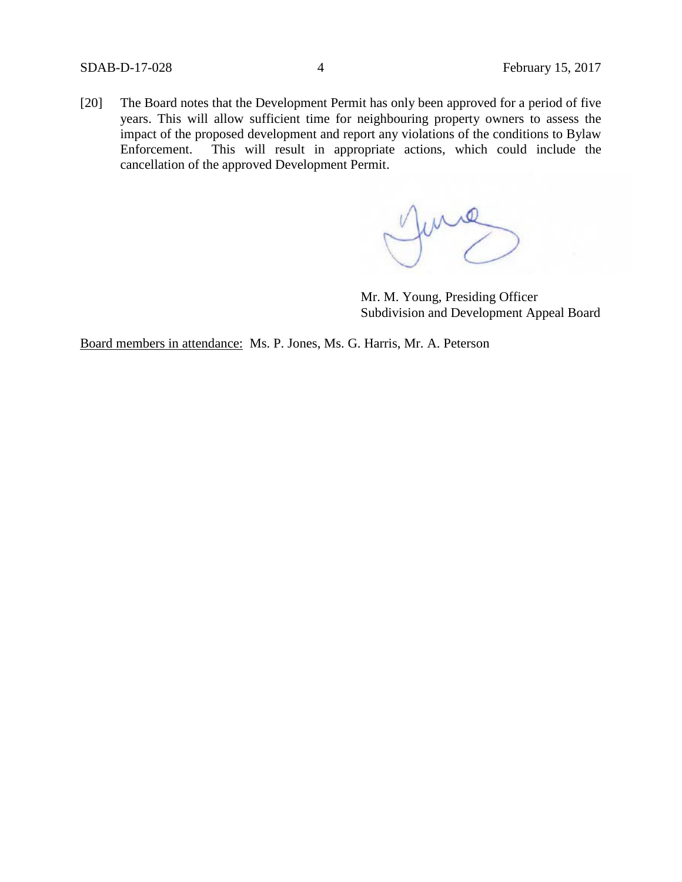[20] The Board notes that the Development Permit has only been approved for a period of five years. This will allow sufficient time for neighbouring property owners to assess the impact of the proposed development and report any violations of the conditions to Bylaw Enforcement. This will result in appropriate actions, which could include the cancellation of the approved Development Permit.

Mr. M. Young, Presiding Officer
Subdivision and Development Appeal Board

Board members in attendance: Ms. P. Jones, Ms. G. Harris, Mr. A. Peterson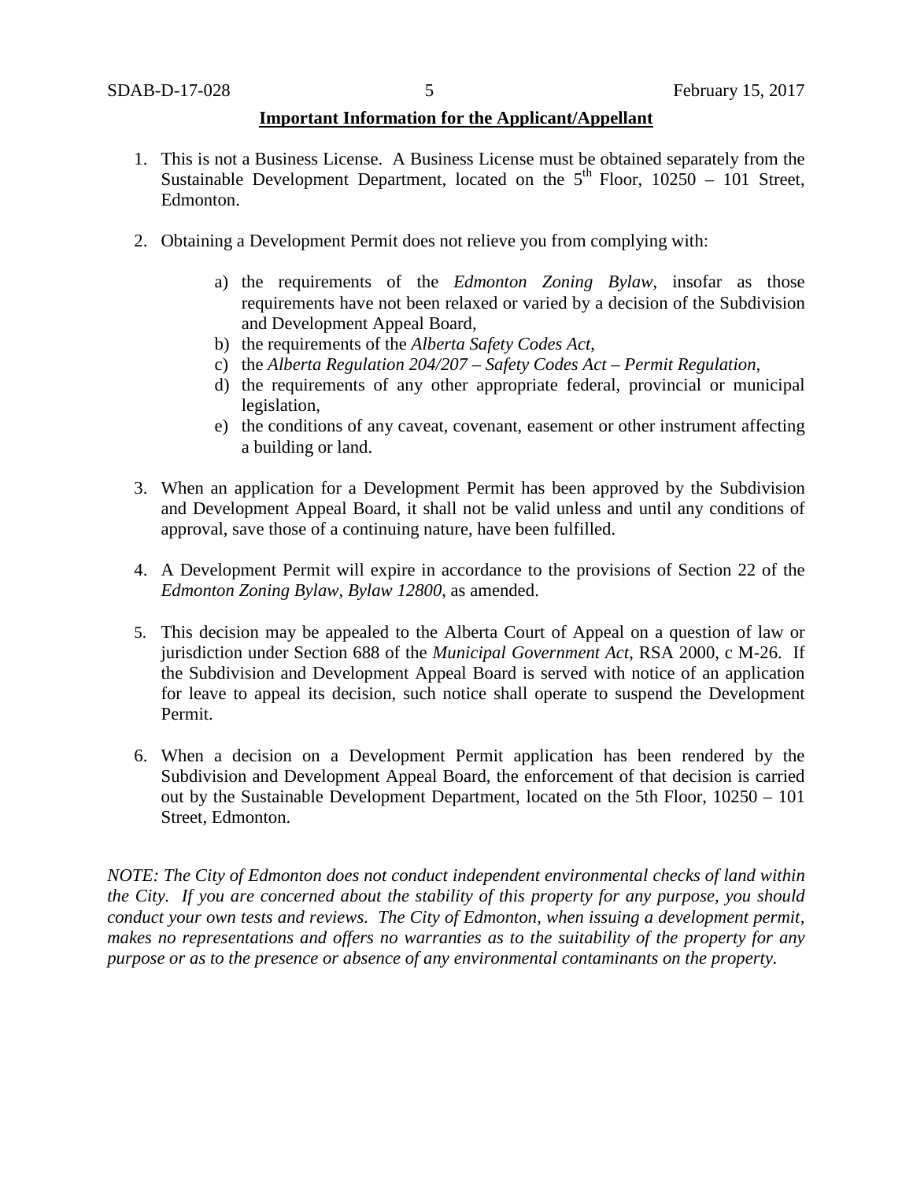**Important Information for the Applicant/Appellant**

1. This is not a Business License. A Business License must be obtained separately from the Sustainable Development Department, located on the 5th Floor, 10250 – 101 Street, Edmonton.

2. Obtaining a Development Permit does not relieve you from complying with:

   a) the requirements of the *Edmonton Zoning Bylaw*, insofar as those requirements have not been relaxed or varied by a decision of the Subdivision and Development Appeal Board,
   b) the requirements of the *Alberta Safety Codes Act*,
   c) the *Alberta Regulation 204/207 – Safety Codes Act – Permit Regulation*,
   d) the requirements of any other appropriate federal, provincial or municipal legislation,
   e) the conditions of any caveat, covenant, easement or other instrument affecting a building or land.

3. When an application for a Development Permit has been approved by the Subdivision and Development Appeal Board, it shall not be valid unless and until any conditions of approval, save those of a continuing nature, have been fulfilled.

4. A Development Permit will expire in accordance to the provisions of Section 22 of the *Edmonton Zoning Bylaw, Bylaw 12800*, as amended.

5. This decision may be appealed to the Alberta Court of Appeal on a question of law or jurisdiction under Section 688 of the *Municipal Government Act*, RSA 2000, c M-26. If the Subdivision and Development Appeal Board is served with notice of an application for leave to appeal its decision, such notice shall operate to suspend the Development Permit.

6. When a decision on a Development Permit application has been rendered by the Subdivision and Development Appeal Board, the enforcement of that decision is carried out by the Sustainable Development Department, located on the 5th Floor, 10250 – 101 Street, Edmonton.

*NOTE: The City of Edmonton does not conduct independent environmental checks of land within the City. If you are concerned about the stability of this property for any purpose, you should conduct your own tests and reviews. The City of Edmonton, when issuing a development permit, makes no representations and offers no warranties as to the suitability of the property for any purpose or as to the presence or absence of any environmental contaminants on the property.*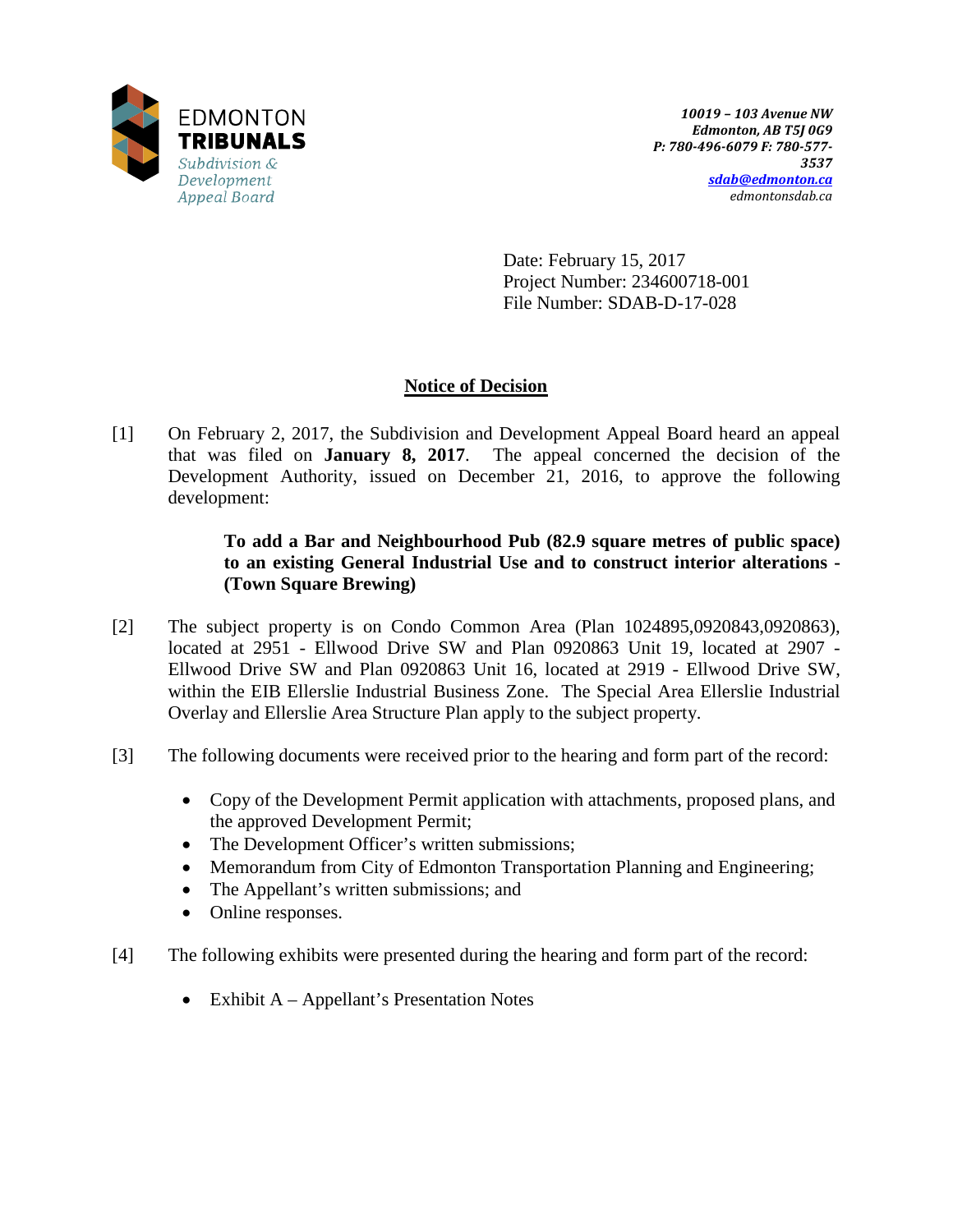EDMONTON
**TRIBUNALS**
*Subdivision & Development Appeal Board*

***10019 – 103 Avenue NW***
***Edmonton, AB T5J 0G9***
***P: 780-496-6079 F: 780-577-3537***
***sdab@edmonton.ca***
*edmontonsdab.ca*

Date: February 15, 2017
Project Number: 234600718-001
File Number: SDAB-D-17-028

## Notice of Decision

[1] On February 2, 2017, the Subdivision and Development Appeal Board heard an appeal that was filed on **January 8, 2017**. The appeal concerned the decision of the Development Authority, issued on December 21, 2016, to approve the following development:

> **To add a Bar and Neighbourhood Pub (82.9 square metres of public space) to an existing General Industrial Use and to construct interior alterations - (Town Square Brewing)**

[2] The subject property is on Condo Common Area (Plan 1024895,0920843,0920863), located at 2951 - Ellwood Drive SW and Plan 0920863 Unit 19, located at 2907 - Ellwood Drive SW and Plan 0920863 Unit 16, located at 2919 - Ellwood Drive SW, within the EIB Ellerslie Industrial Business Zone. The Special Area Ellerslie Industrial Overlay and Ellerslie Area Structure Plan apply to the subject property.

[3] The following documents were received prior to the hearing and form part of the record:

- Copy of the Development Permit application with attachments, proposed plans, and the approved Development Permit;
- The Development Officer's written submissions;
- Memorandum from City of Edmonton Transportation Planning and Engineering;
- The Appellant's written submissions; and
- Online responses.

[4] The following exhibits were presented during the hearing and form part of the record:

- Exhibit A – Appellant's Presentation Notes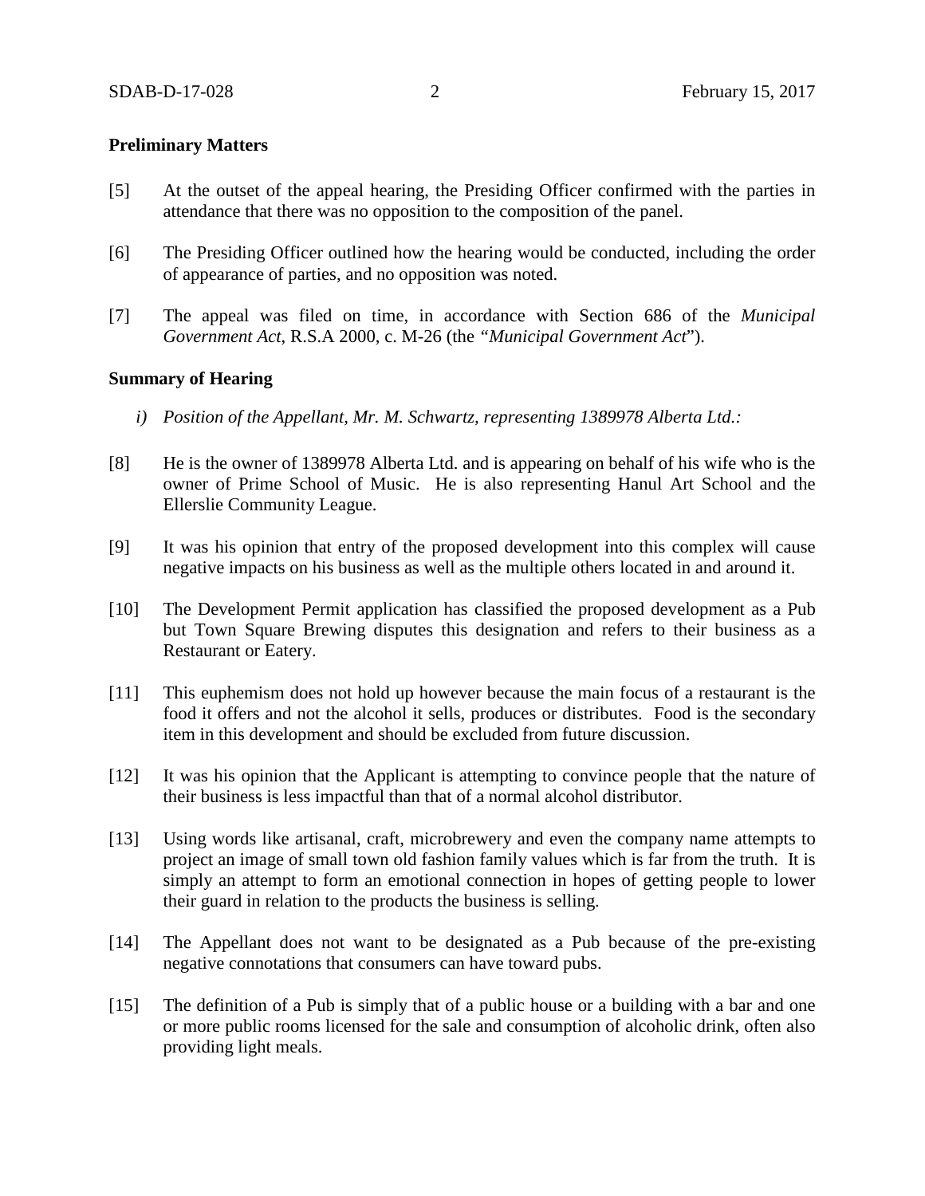**Preliminary Matters**

[5] At the outset of the appeal hearing, the Presiding Officer confirmed with the parties in attendance that there was no opposition to the composition of the panel.

[6] The Presiding Officer outlined how the hearing would be conducted, including the order of appearance of parties, and no opposition was noted.

[7] The appeal was filed on time, in accordance with Section 686 of the *Municipal Government Act*, R.S.A 2000, c. M-26 (the *"Municipal Government Act*").

**Summary of Hearing**

*i) Position of the Appellant, Mr. M. Schwartz, representing 1389978 Alberta Ltd.:*

[8] He is the owner of 1389978 Alberta Ltd. and is appearing on behalf of his wife who is the owner of Prime School of Music. He is also representing Hanul Art School and the Ellerslie Community League.

[9] It was his opinion that entry of the proposed development into this complex will cause negative impacts on his business as well as the multiple others located in and around it.

[10] The Development Permit application has classified the proposed development as a Pub but Town Square Brewing disputes this designation and refers to their business as a Restaurant or Eatery.

[11] This euphemism does not hold up however because the main focus of a restaurant is the food it offers and not the alcohol it sells, produces or distributes. Food is the secondary item in this development and should be excluded from future discussion.

[12] It was his opinion that the Applicant is attempting to convince people that the nature of their business is less impactful than that of a normal alcohol distributor.

[13] Using words like artisanal, craft, microbrewery and even the company name attempts to project an image of small town old fashion family values which is far from the truth. It is simply an attempt to form an emotional connection in hopes of getting people to lower their guard in relation to the products the business is selling.

[14] The Appellant does not want to be designated as a Pub because of the pre-existing negative connotations that consumers can have toward pubs.

[15] The definition of a Pub is simply that of a public house or a building with a bar and one or more public rooms licensed for the sale and consumption of alcoholic drink, often also providing light meals.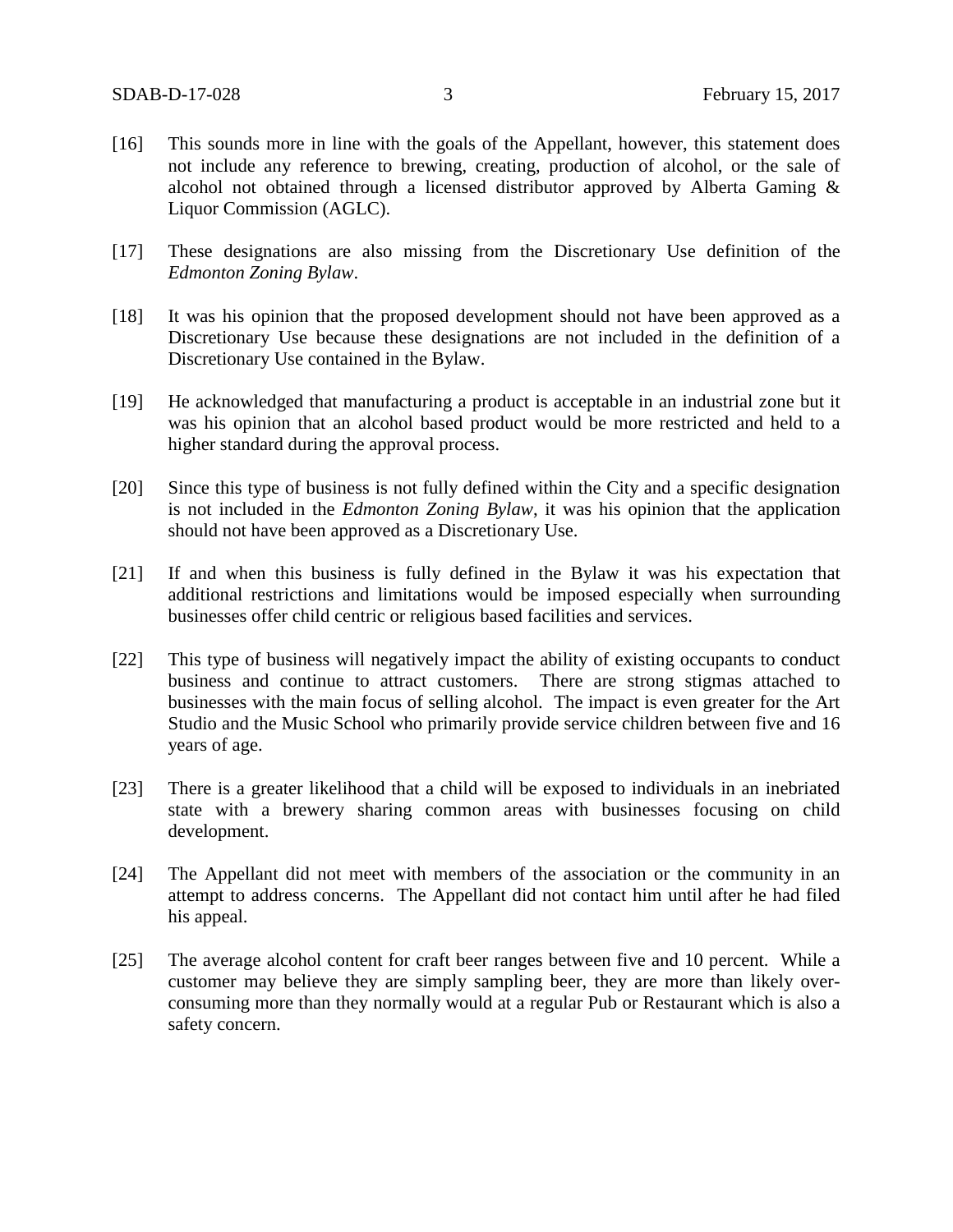[16] This sounds more in line with the goals of the Appellant, however, this statement does not include any reference to brewing, creating, production of alcohol, or the sale of alcohol not obtained through a licensed distributor approved by Alberta Gaming & Liquor Commission (AGLC).

[17] These designations are also missing from the Discretionary Use definition of the *Edmonton Zoning Bylaw*.

[18] It was his opinion that the proposed development should not have been approved as a Discretionary Use because these designations are not included in the definition of a Discretionary Use contained in the Bylaw.

[19] He acknowledged that manufacturing a product is acceptable in an industrial zone but it was his opinion that an alcohol based product would be more restricted and held to a higher standard during the approval process.

[20] Since this type of business is not fully defined within the City and a specific designation is not included in the *Edmonton Zoning Bylaw*, it was his opinion that the application should not have been approved as a Discretionary Use.

[21] If and when this business is fully defined in the Bylaw it was his expectation that additional restrictions and limitations would be imposed especially when surrounding businesses offer child centric or religious based facilities and services.

[22] This type of business will negatively impact the ability of existing occupants to conduct business and continue to attract customers. There are strong stigmas attached to businesses with the main focus of selling alcohol. The impact is even greater for the Art Studio and the Music School who primarily provide service children between five and 16 years of age.

[23] There is a greater likelihood that a child will be exposed to individuals in an inebriated state with a brewery sharing common areas with businesses focusing on child development.

[24] The Appellant did not meet with members of the association or the community in an attempt to address concerns. The Appellant did not contact him until after he had filed his appeal.

[25] The average alcohol content for craft beer ranges between five and 10 percent. While a customer may believe they are simply sampling beer, they are more than likely over-consuming more than they normally would at a regular Pub or Restaurant which is also a safety concern.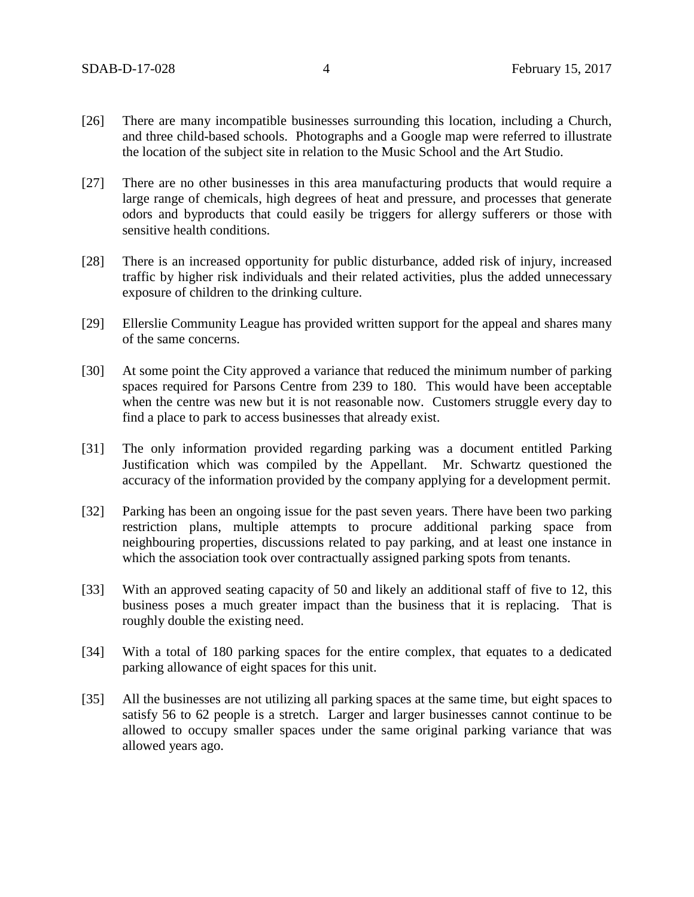[26] There are many incompatible businesses surrounding this location, including a Church, and three child-based schools. Photographs and a Google map were referred to illustrate the location of the subject site in relation to the Music School and the Art Studio.

[27] There are no other businesses in this area manufacturing products that would require a large range of chemicals, high degrees of heat and pressure, and processes that generate odors and byproducts that could easily be triggers for allergy sufferers or those with sensitive health conditions.

[28] There is an increased opportunity for public disturbance, added risk of injury, increased traffic by higher risk individuals and their related activities, plus the added unnecessary exposure of children to the drinking culture.

[29] Ellerslie Community League has provided written support for the appeal and shares many of the same concerns.

[30] At some point the City approved a variance that reduced the minimum number of parking spaces required for Parsons Centre from 239 to 180. This would have been acceptable when the centre was new but it is not reasonable now. Customers struggle every day to find a place to park to access businesses that already exist.

[31] The only information provided regarding parking was a document entitled Parking Justification which was compiled by the Appellant. Mr. Schwartz questioned the accuracy of the information provided by the company applying for a development permit.

[32] Parking has been an ongoing issue for the past seven years. There have been two parking restriction plans, multiple attempts to procure additional parking space from neighbouring properties, discussions related to pay parking, and at least one instance in which the association took over contractually assigned parking spots from tenants.

[33] With an approved seating capacity of 50 and likely an additional staff of five to 12, this business poses a much greater impact than the business that it is replacing. That is roughly double the existing need.

[34] With a total of 180 parking spaces for the entire complex, that equates to a dedicated parking allowance of eight spaces for this unit.

[35] All the businesses are not utilizing all parking spaces at the same time, but eight spaces to satisfy 56 to 62 people is a stretch. Larger and larger businesses cannot continue to be allowed to occupy smaller spaces under the same original parking variance that was allowed years ago.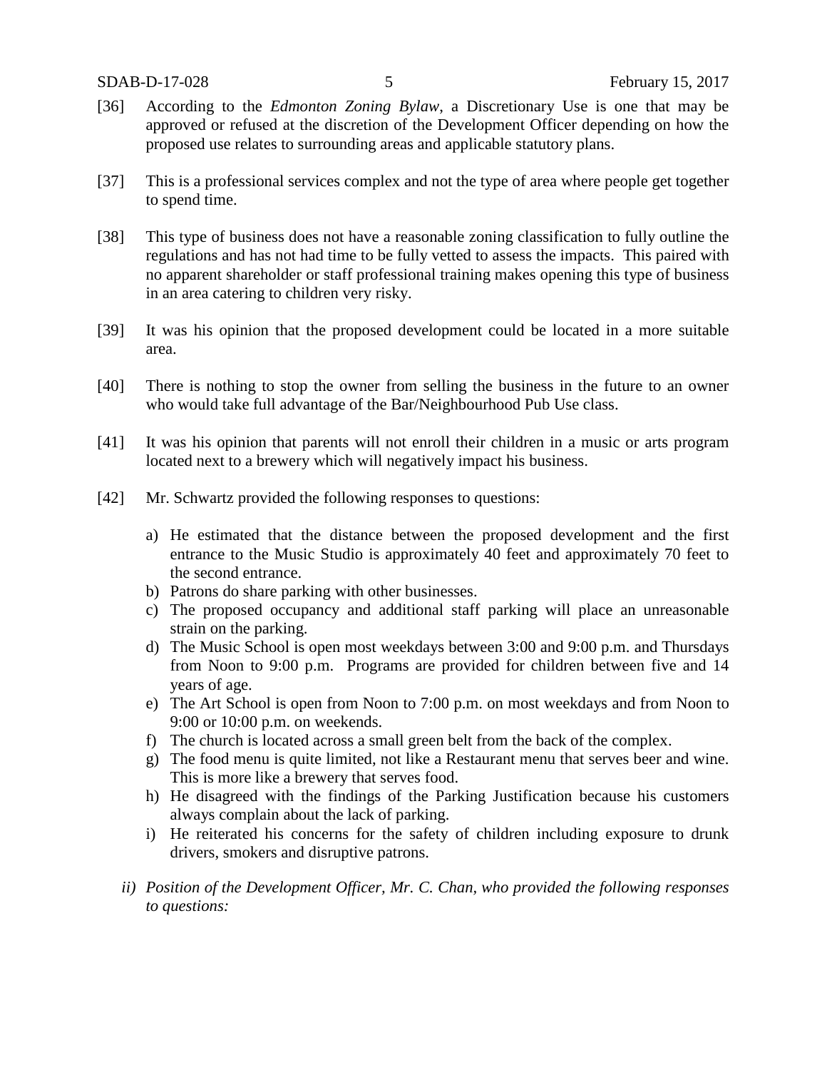[36] According to the *Edmonton Zoning Bylaw*, a Discretionary Use is one that may be approved or refused at the discretion of the Development Officer depending on how the proposed use relates to surrounding areas and applicable statutory plans.

[37] This is a professional services complex and not the type of area where people get together to spend time.

[38] This type of business does not have a reasonable zoning classification to fully outline the regulations and has not had time to be fully vetted to assess the impacts. This paired with no apparent shareholder or staff professional training makes opening this type of business in an area catering to children very risky.

[39] It was his opinion that the proposed development could be located in a more suitable area.

[40] There is nothing to stop the owner from selling the business in the future to an owner who would take full advantage of the Bar/Neighbourhood Pub Use class.

[41] It was his opinion that parents will not enroll their children in a music or arts program located next to a brewery which will negatively impact his business.

[42] Mr. Schwartz provided the following responses to questions:

a) He estimated that the distance between the proposed development and the first entrance to the Music Studio is approximately 40 feet and approximately 70 feet to the second entrance.
b) Patrons do share parking with other businesses.
c) The proposed occupancy and additional staff parking will place an unreasonable strain on the parking.
d) The Music School is open most weekdays between 3:00 and 9:00 p.m. and Thursdays from Noon to 9:00 p.m. Programs are provided for children between five and 14 years of age.
e) The Art School is open from Noon to 7:00 p.m. on most weekdays and from Noon to 9:00 or 10:00 p.m. on weekends.
f) The church is located across a small green belt from the back of the complex.
g) The food menu is quite limited, not like a Restaurant menu that serves beer and wine. This is more like a brewery that serves food.
h) He disagreed with the findings of the Parking Justification because his customers always complain about the lack of parking.
i) He reiterated his concerns for the safety of children including exposure to drunk drivers, smokers and disruptive patrons.

*ii) Position of the Development Officer, Mr. C. Chan, who provided the following responses to questions:*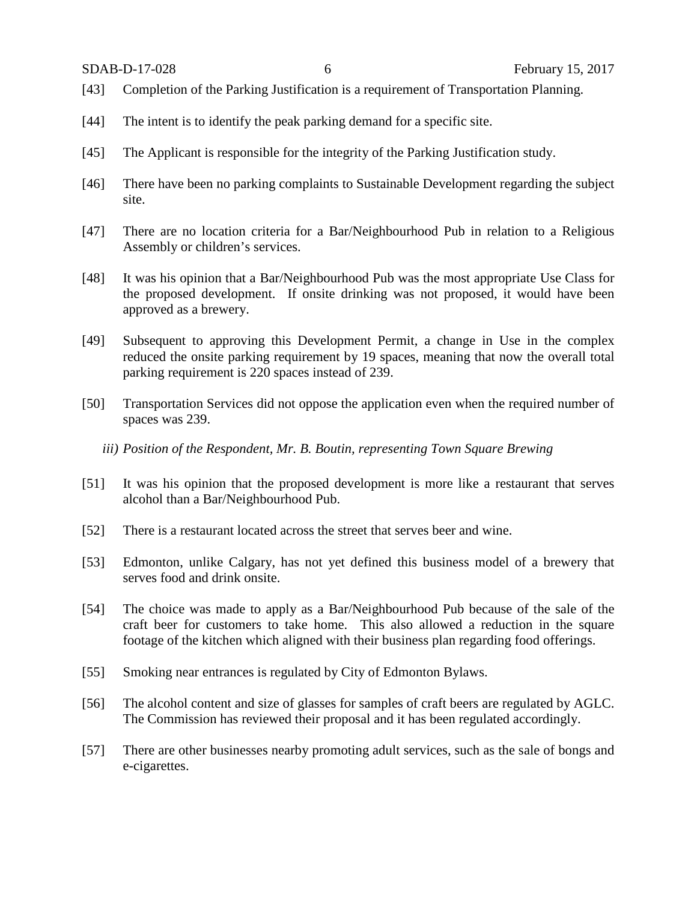[43] Completion of the Parking Justification is a requirement of Transportation Planning.

[44] The intent is to identify the peak parking demand for a specific site.

[45] The Applicant is responsible for the integrity of the Parking Justification study.

[46] There have been no parking complaints to Sustainable Development regarding the subject site.

[47] There are no location criteria for a Bar/Neighbourhood Pub in relation to a Religious Assembly or children's services.

[48] It was his opinion that a Bar/Neighbourhood Pub was the most appropriate Use Class for the proposed development. If onsite drinking was not proposed, it would have been approved as a brewery.

[49] Subsequent to approving this Development Permit, a change in Use in the complex reduced the onsite parking requirement by 19 spaces, meaning that now the overall total parking requirement is 220 spaces instead of 239.

[50] Transportation Services did not oppose the application even when the required number of spaces was 239.

*iii) Position of the Respondent, Mr. B. Boutin, representing Town Square Brewing*

[51] It was his opinion that the proposed development is more like a restaurant that serves alcohol than a Bar/Neighbourhood Pub.

[52] There is a restaurant located across the street that serves beer and wine.

[53] Edmonton, unlike Calgary, has not yet defined this business model of a brewery that serves food and drink onsite.

[54] The choice was made to apply as a Bar/Neighbourhood Pub because of the sale of the craft beer for customers to take home. This also allowed a reduction in the square footage of the kitchen which aligned with their business plan regarding food offerings.

[55] Smoking near entrances is regulated by City of Edmonton Bylaws.

[56] The alcohol content and size of glasses for samples of craft beers are regulated by AGLC. The Commission has reviewed their proposal and it has been regulated accordingly.

[57] There are other businesses nearby promoting adult services, such as the sale of bongs and e-cigarettes.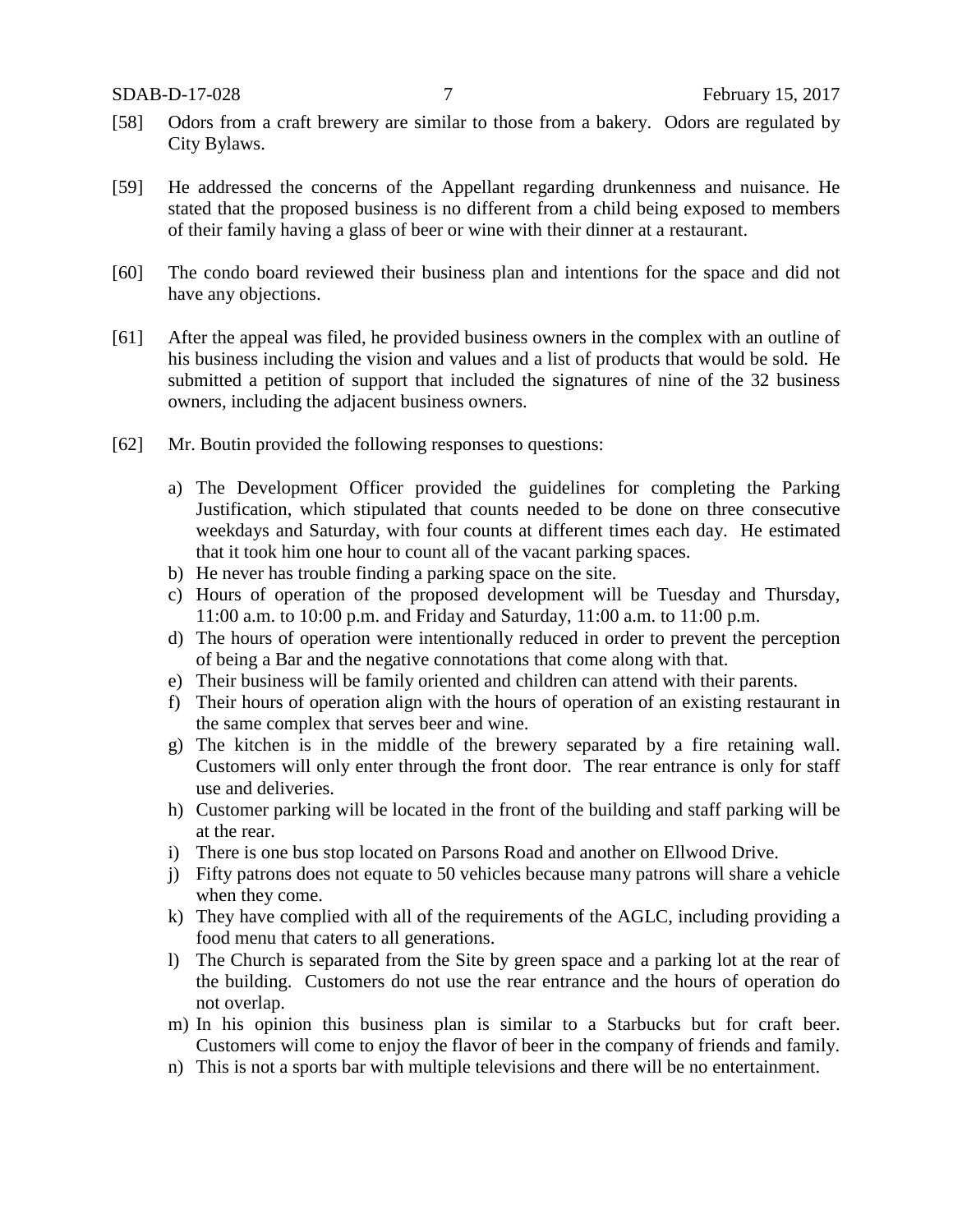[58] Odors from a craft brewery are similar to those from a bakery. Odors are regulated by City Bylaws.

[59] He addressed the concerns of the Appellant regarding drunkenness and nuisance. He stated that the proposed business is no different from a child being exposed to members of their family having a glass of beer or wine with their dinner at a restaurant.

[60] The condo board reviewed their business plan and intentions for the space and did not have any objections.

[61] After the appeal was filed, he provided business owners in the complex with an outline of his business including the vision and values and a list of products that would be sold. He submitted a petition of support that included the signatures of nine of the 32 business owners, including the adjacent business owners.

[62] Mr. Boutin provided the following responses to questions:

a) The Development Officer provided the guidelines for completing the Parking Justification, which stipulated that counts needed to be done on three consecutive weekdays and Saturday, with four counts at different times each day. He estimated that it took him one hour to count all of the vacant parking spaces.
b) He never has trouble finding a parking space on the site.
c) Hours of operation of the proposed development will be Tuesday and Thursday, 11:00 a.m. to 10:00 p.m. and Friday and Saturday, 11:00 a.m. to 11:00 p.m.
d) The hours of operation were intentionally reduced in order to prevent the perception of being a Bar and the negative connotations that come along with that.
e) Their business will be family oriented and children can attend with their parents.
f) Their hours of operation align with the hours of operation of an existing restaurant in the same complex that serves beer and wine.
g) The kitchen is in the middle of the brewery separated by a fire retaining wall. Customers will only enter through the front door. The rear entrance is only for staff use and deliveries.
h) Customer parking will be located in the front of the building and staff parking will be at the rear.
i) There is one bus stop located on Parsons Road and another on Ellwood Drive.
j) Fifty patrons does not equate to 50 vehicles because many patrons will share a vehicle when they come.
k) They have complied with all of the requirements of the AGLC, including providing a food menu that caters to all generations.
l) The Church is separated from the Site by green space and a parking lot at the rear of the building. Customers do not use the rear entrance and the hours of operation do not overlap.
m) In his opinion this business plan is similar to a Starbucks but for craft beer. Customers will come to enjoy the flavor of beer in the company of friends and family.
n) This is not a sports bar with multiple televisions and there will be no entertainment.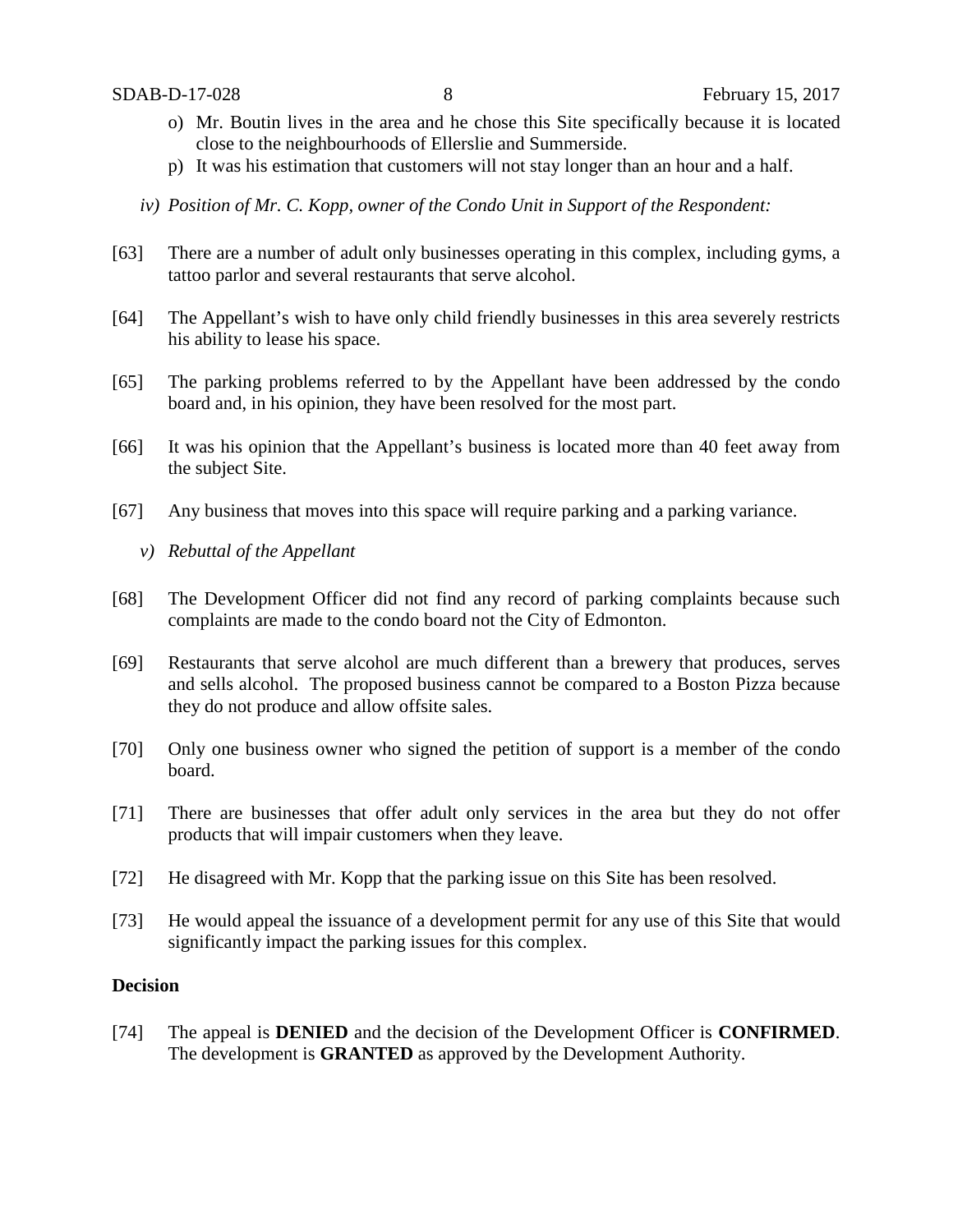o) Mr. Boutin lives in the area and he chose this Site specifically because it is located close to the neighbourhoods of Ellerslie and Summerside.

p) It was his estimation that customers will not stay longer than an hour and a half.

*iv) Position of Mr. C. Kopp, owner of the Condo Unit in Support of the Respondent:*

[63] There are a number of adult only businesses operating in this complex, including gyms, a tattoo parlor and several restaurants that serve alcohol.

[64] The Appellant's wish to have only child friendly businesses in this area severely restricts his ability to lease his space.

[65] The parking problems referred to by the Appellant have been addressed by the condo board and, in his opinion, they have been resolved for the most part.

[66] It was his opinion that the Appellant's business is located more than 40 feet away from the subject Site.

[67] Any business that moves into this space will require parking and a parking variance.

*v) Rebuttal of the Appellant*

[68] The Development Officer did not find any record of parking complaints because such complaints are made to the condo board not the City of Edmonton.

[69] Restaurants that serve alcohol are much different than a brewery that produces, serves and sells alcohol. The proposed business cannot be compared to a Boston Pizza because they do not produce and allow offsite sales.

[70] Only one business owner who signed the petition of support is a member of the condo board.

[71] There are businesses that offer adult only services in the area but they do not offer products that will impair customers when they leave.

[72] He disagreed with Mr. Kopp that the parking issue on this Site has been resolved.

[73] He would appeal the issuance of a development permit for any use of this Site that would significantly impact the parking issues for this complex.

**Decision**

[74] The appeal is **DENIED** and the decision of the Development Officer is **CONFIRMED**. The development is **GRANTED** as approved by the Development Authority.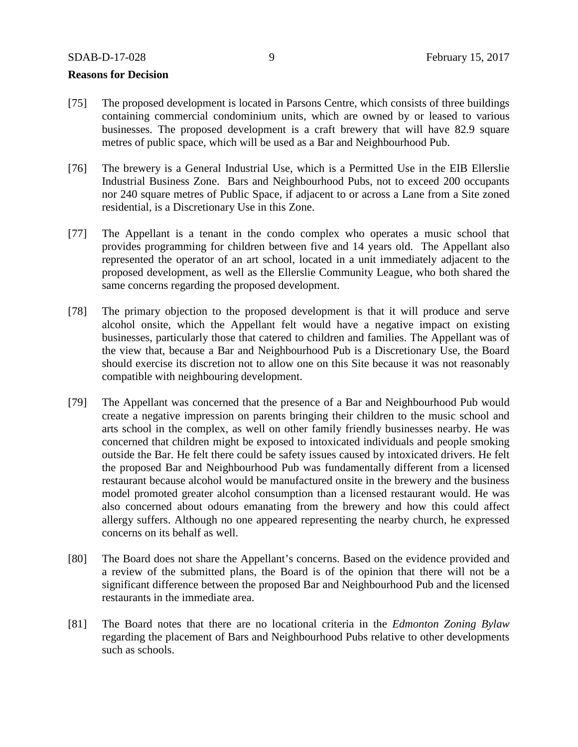**Reasons for Decision**

[75] The proposed development is located in Parsons Centre, which consists of three buildings containing commercial condominium units, which are owned by or leased to various businesses. The proposed development is a craft brewery that will have 82.9 square metres of public space, which will be used as a Bar and Neighbourhood Pub.

[76] The brewery is a General Industrial Use, which is a Permitted Use in the EIB Ellerslie Industrial Business Zone. Bars and Neighbourhood Pubs, not to exceed 200 occupants nor 240 square metres of Public Space, if adjacent to or across a Lane from a Site zoned residential, is a Discretionary Use in this Zone.

[77] The Appellant is a tenant in the condo complex who operates a music school that provides programming for children between five and 14 years old. The Appellant also represented the operator of an art school, located in a unit immediately adjacent to the proposed development, as well as the Ellerslie Community League, who both shared the same concerns regarding the proposed development.

[78] The primary objection to the proposed development is that it will produce and serve alcohol onsite, which the Appellant felt would have a negative impact on existing businesses, particularly those that catered to children and families. The Appellant was of the view that, because a Bar and Neighbourhood Pub is a Discretionary Use, the Board should exercise its discretion not to allow one on this Site because it was not reasonably compatible with neighbouring development.

[79] The Appellant was concerned that the presence of a Bar and Neighbourhood Pub would create a negative impression on parents bringing their children to the music school and arts school in the complex, as well on other family friendly businesses nearby. He was concerned that children might be exposed to intoxicated individuals and people smoking outside the Bar. He felt there could be safety issues caused by intoxicated drivers. He felt the proposed Bar and Neighbourhood Pub was fundamentally different from a licensed restaurant because alcohol would be manufactured onsite in the brewery and the business model promoted greater alcohol consumption than a licensed restaurant would. He was also concerned about odours emanating from the brewery and how this could affect allergy suffers. Although no one appeared representing the nearby church, he expressed concerns on its behalf as well.

[80] The Board does not share the Appellant's concerns. Based on the evidence provided and a review of the submitted plans, the Board is of the opinion that there will not be a significant difference between the proposed Bar and Neighbourhood Pub and the licensed restaurants in the immediate area.

[81] The Board notes that there are no locational criteria in the *Edmonton Zoning Bylaw* regarding the placement of Bars and Neighbourhood Pubs relative to other developments such as schools.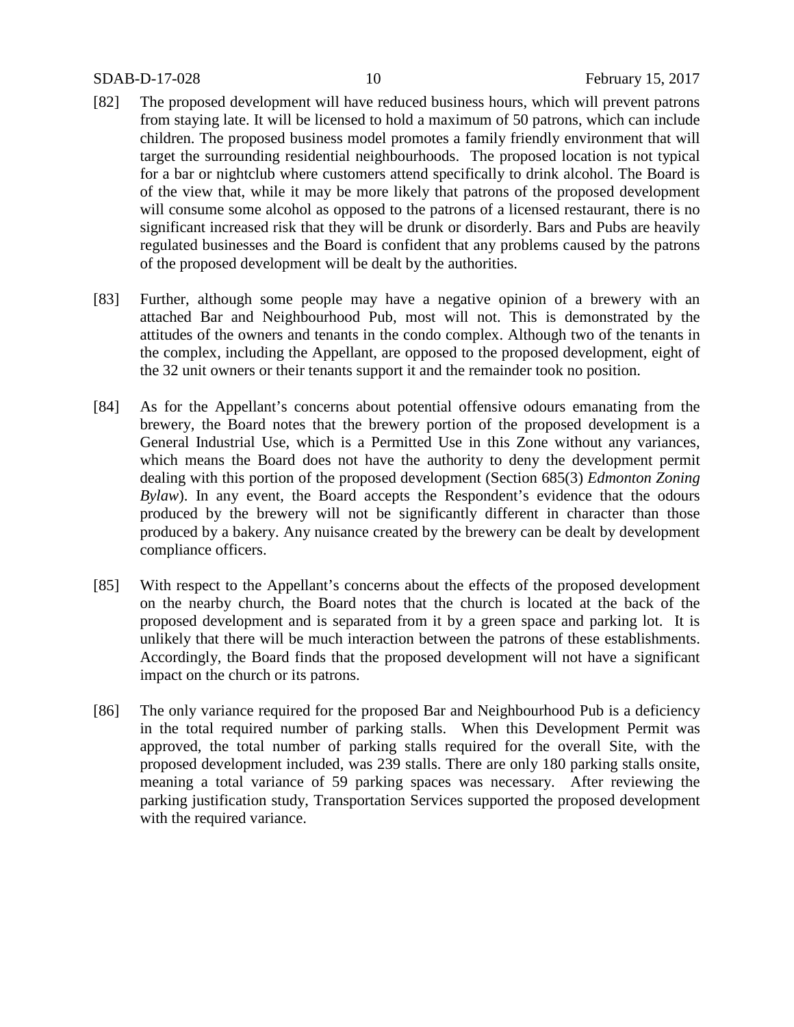[82] The proposed development will have reduced business hours, which will prevent patrons from staying late. It will be licensed to hold a maximum of 50 patrons, which can include children. The proposed business model promotes a family friendly environment that will target the surrounding residential neighbourhoods. The proposed location is not typical for a bar or nightclub where customers attend specifically to drink alcohol. The Board is of the view that, while it may be more likely that patrons of the proposed development will consume some alcohol as opposed to the patrons of a licensed restaurant, there is no significant increased risk that they will be drunk or disorderly. Bars and Pubs are heavily regulated businesses and the Board is confident that any problems caused by the patrons of the proposed development will be dealt by the authorities.

[83] Further, although some people may have a negative opinion of a brewery with an attached Bar and Neighbourhood Pub, most will not. This is demonstrated by the attitudes of the owners and tenants in the condo complex. Although two of the tenants in the complex, including the Appellant, are opposed to the proposed development, eight of the 32 unit owners or their tenants support it and the remainder took no position.

[84] As for the Appellant's concerns about potential offensive odours emanating from the brewery, the Board notes that the brewery portion of the proposed development is a General Industrial Use, which is a Permitted Use in this Zone without any variances, which means the Board does not have the authority to deny the development permit dealing with this portion of the proposed development (Section 685(3) *Edmonton Zoning Bylaw*). In any event, the Board accepts the Respondent's evidence that the odours produced by the brewery will not be significantly different in character than those produced by a bakery. Any nuisance created by the brewery can be dealt by development compliance officers.

[85] With respect to the Appellant's concerns about the effects of the proposed development on the nearby church, the Board notes that the church is located at the back of the proposed development and is separated from it by a green space and parking lot. It is unlikely that there will be much interaction between the patrons of these establishments. Accordingly, the Board finds that the proposed development will not have a significant impact on the church or its patrons.

[86] The only variance required for the proposed Bar and Neighbourhood Pub is a deficiency in the total required number of parking stalls. When this Development Permit was approved, the total number of parking stalls required for the overall Site, with the proposed development included, was 239 stalls. There are only 180 parking stalls onsite, meaning a total variance of 59 parking spaces was necessary. After reviewing the parking justification study, Transportation Services supported the proposed development with the required variance.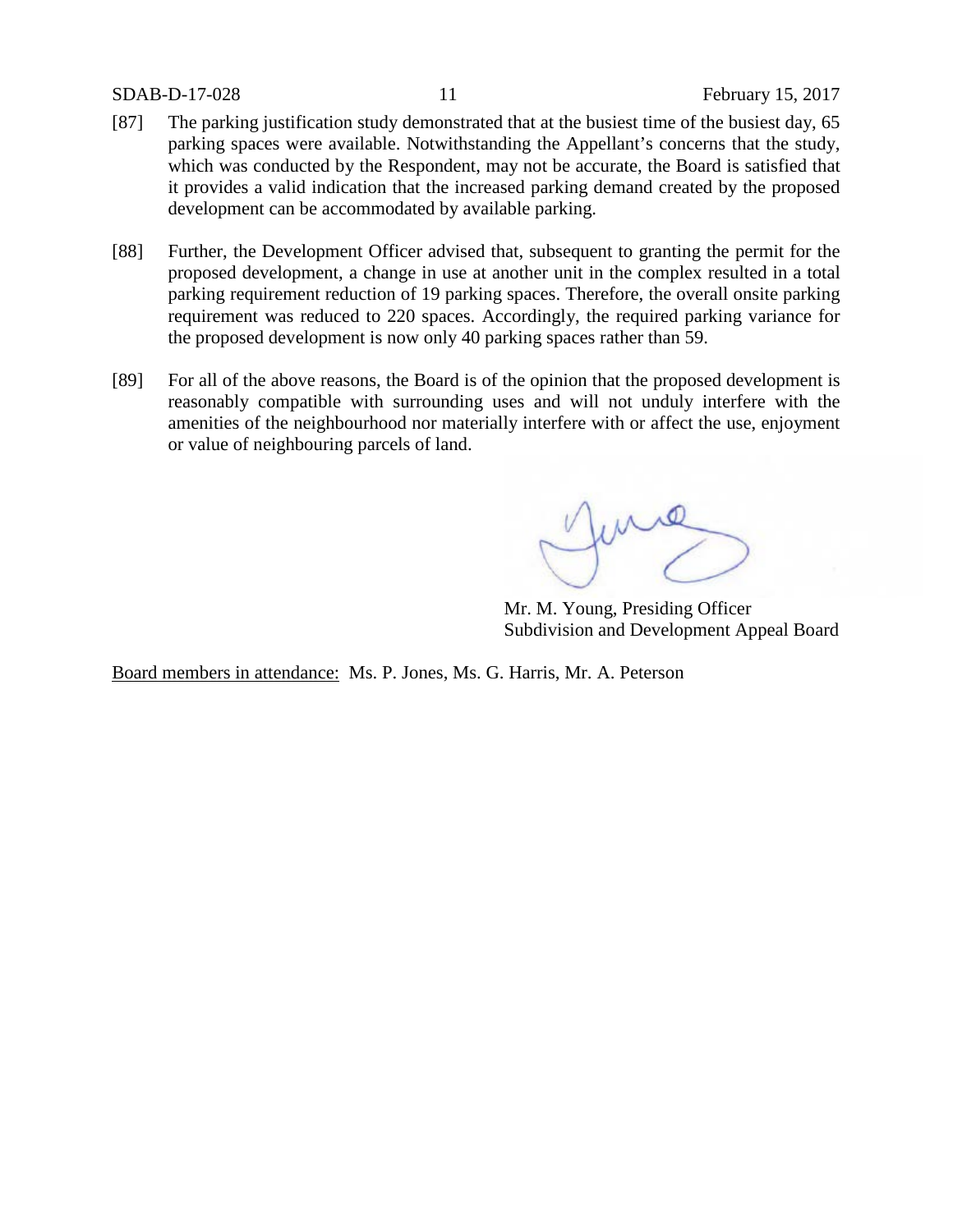[87] The parking justification study demonstrated that at the busiest time of the busiest day, 65 parking spaces were available. Notwithstanding the Appellant's concerns that the study, which was conducted by the Respondent, may not be accurate, the Board is satisfied that it provides a valid indication that the increased parking demand created by the proposed development can be accommodated by available parking.

[88] Further, the Development Officer advised that, subsequent to granting the permit for the proposed development, a change in use at another unit in the complex resulted in a total parking requirement reduction of 19 parking spaces. Therefore, the overall onsite parking requirement was reduced to 220 spaces. Accordingly, the required parking variance for the proposed development is now only 40 parking spaces rather than 59.

[89] For all of the above reasons, the Board is of the opinion that the proposed development is reasonably compatible with surrounding uses and will not unduly interfere with the amenities of the neighbourhood nor materially interfere with or affect the use, enjoyment or value of neighbouring parcels of land.

Mr. M. Young, Presiding Officer
Subdivision and Development Appeal Board

Board members in attendance: Ms. P. Jones, Ms. G. Harris, Mr. A. Peterson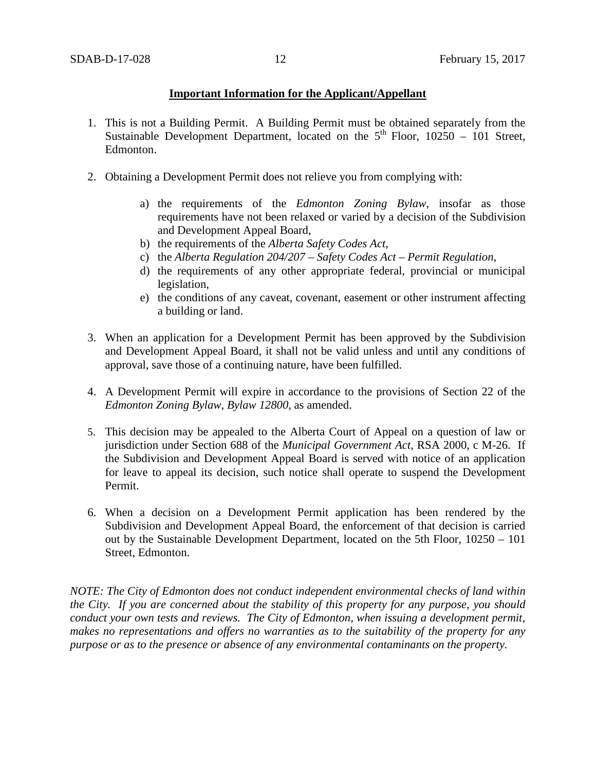**Important Information for the Applicant/Appellant**

1. This is not a Building Permit. A Building Permit must be obtained separately from the Sustainable Development Department, located on the 5th Floor, 10250 – 101 Street, Edmonton.

2. Obtaining a Development Permit does not relieve you from complying with:

    a) the requirements of the *Edmonton Zoning Bylaw*, insofar as those requirements have not been relaxed or varied by a decision of the Subdivision and Development Appeal Board,
    b) the requirements of the *Alberta Safety Codes Act*,
    c) the *Alberta Regulation 204/207 – Safety Codes Act – Permit Regulation*,
    d) the requirements of any other appropriate federal, provincial or municipal legislation,
    e) the conditions of any caveat, covenant, easement or other instrument affecting a building or land.

3. When an application for a Development Permit has been approved by the Subdivision and Development Appeal Board, it shall not be valid unless and until any conditions of approval, save those of a continuing nature, have been fulfilled.

4. A Development Permit will expire in accordance to the provisions of Section 22 of the *Edmonton Zoning Bylaw, Bylaw 12800*, as amended.

5. This decision may be appealed to the Alberta Court of Appeal on a question of law or jurisdiction under Section 688 of the *Municipal Government Act*, RSA 2000, c M-26. If the Subdivision and Development Appeal Board is served with notice of an application for leave to appeal its decision, such notice shall operate to suspend the Development Permit.

6. When a decision on a Development Permit application has been rendered by the Subdivision and Development Appeal Board, the enforcement of that decision is carried out by the Sustainable Development Department, located on the 5th Floor, 10250 – 101 Street, Edmonton.

*NOTE: The City of Edmonton does not conduct independent environmental checks of land within the City. If you are concerned about the stability of this property for any purpose, you should conduct your own tests and reviews. The City of Edmonton, when issuing a development permit, makes no representations and offers no warranties as to the suitability of the property for any purpose or as to the presence or absence of any environmental contaminants on the property.*